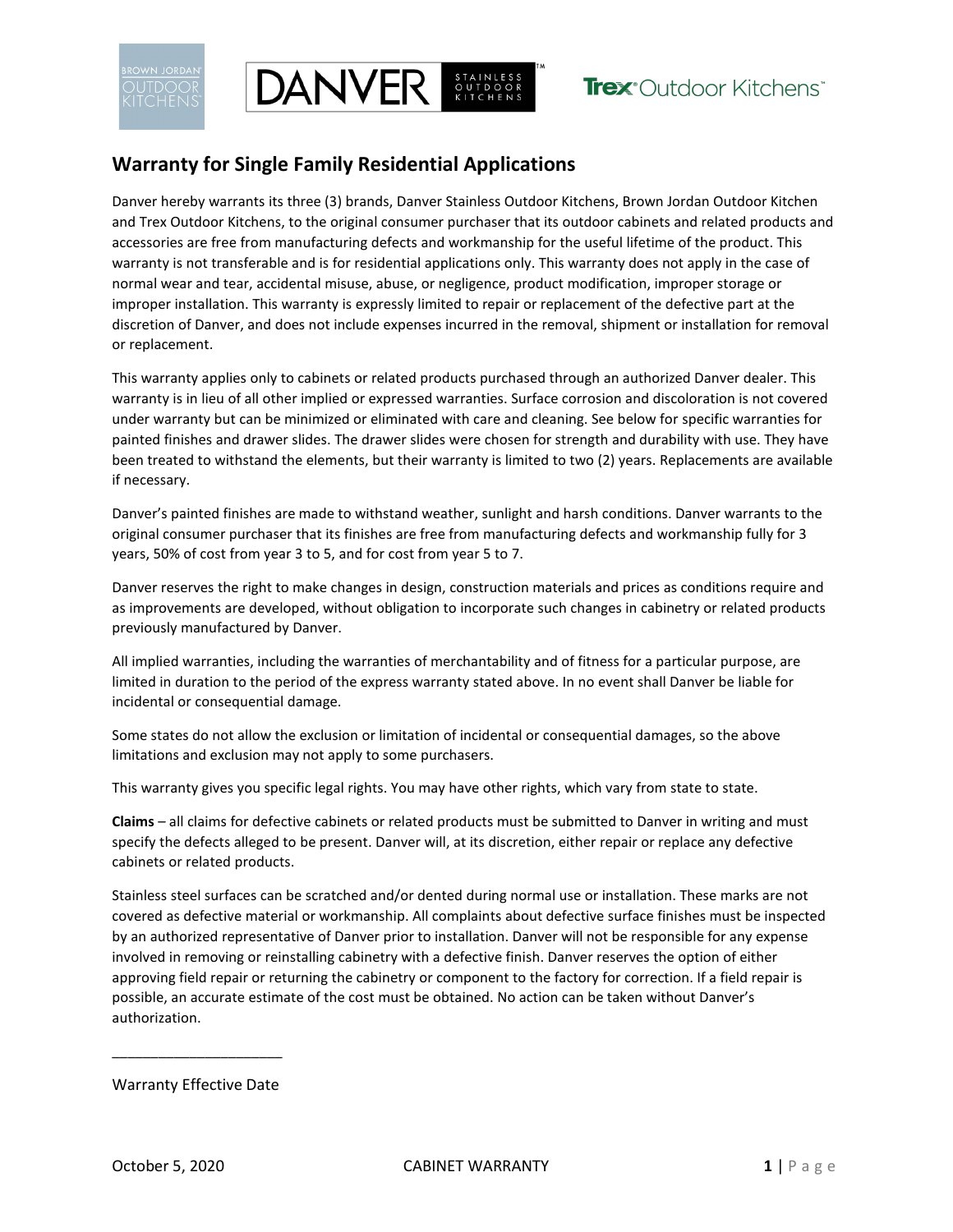# Warranty for Single Family Residential Applications

Danver hereby warrants its three (3) brands, Danver Stainless Outdoor Kitchens, Brown Jordan Outdoor Kitchen and Trex Outdoor Kitchens, to the original consumer purchaser that its outdoor cabinets and related products and accessories are free from manufacturing defects and workmanship for the useful lifetime of the product. This warranty is not transferable and is for residential applications only. This warranty does not apply in the case of normal wear and tear, accidental misuse, abuse, or negligence, product modification, improper storage or improper installation. This warranty is expressly limited to repair or replacement of the defective part at the discretion of Danver, and does not include expenses incurred in the removal, shipment or installation for removal or replacement.

This warranty applies only to cabinets or related products purchased through an authorized Danver dealer. This warranty is in lieu of all other implied or expressed warranties. Surface corrosion and discoloration is not covered under warranty but can be minimized or eliminated with care and cleaning. See below for specific warranties for painted finishes and drawer slides. The drawer slides were chosen for strength and durability with use. They have been treated to withstand the elements, but their warranty is limited to two (2) years. Replacements are available if necessary.

Danver's painted finishes are made to withstand weather, sunlight and harsh conditions. Danver warrants to the original consumer purchaser that its finishes are free from manufacturing defects and workmanship fully for 3 years, 50% of cost from year 3 to 5, and for cost from year 5 to 7.

Danver reserves the right to make changes in design, construction materials and prices as conditions require and as improvements are developed, without obligation to incorporate such changes in cabinetry or related products previously manufactured by Danver.

All implied warranties, including the warranties of merchantability and of fitness for a particular purpose, are limited in duration to the period of the express warranty stated above. In no event shall Danver be liable for incidental or consequential damage.

Some states do not allow the exclusion or limitation of incidental or consequential damages, so the above limitations and exclusion may not apply to some purchasers.

This warranty gives you specific legal rights. You may have other rights, which vary from state to state.

**Claims** – all claims for defective cabinets or related products must be submitted to Danver in writing and must specify the defects alleged to be present. Danver will, at its discretion, either repair or replace any defective cabinets or related products.

Stainless steel surfaces can be scratched and/or dented during normal use or installation. These marks are not covered as defective material or workmanship. All complaints about defective surface finishes must be inspected by an authorized representative of Danver prior to installation. Danver will not be responsible for any expense involved in removing or reinstalling cabinetry with a defective finish. Danver reserves the option of either approving field repair or returning the cabinetry or component to the factory for correction. If a field repair is possible, an accurate estimate of the cost must be obtained. No action can be taken without Danver's authorization.

\_\_\_\_\_\_\_\_\_\_\_\_\_\_\_\_\_\_\_\_\_\_

Warranty Effective Date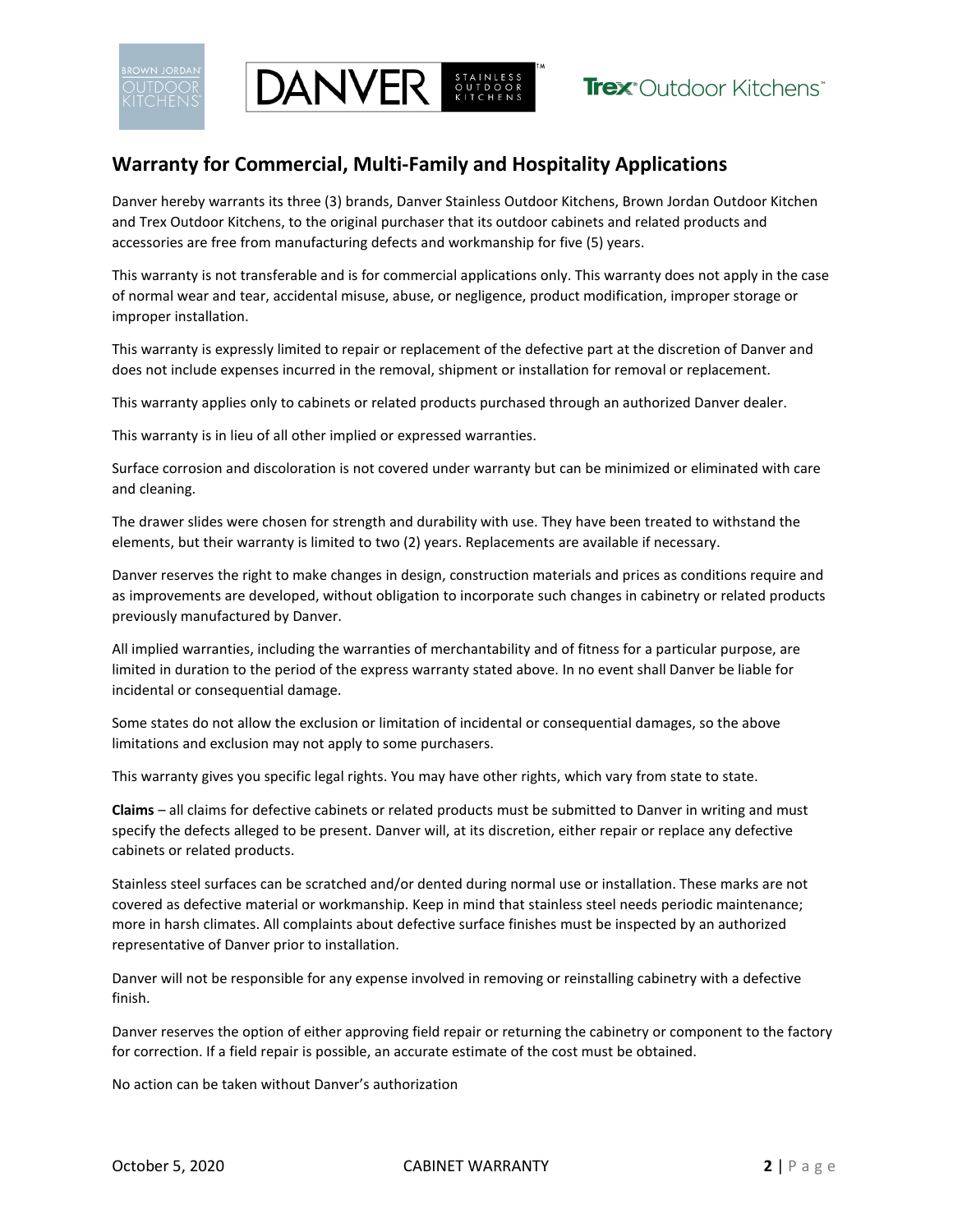## Warranty for Commercial, Multi-Family and Hospitality Applications

Danver hereby warrants its three (3) brands, Danver Stainless Outdoor Kitchens, Brown Jordan Outdoor Kitchen and Trex Outdoor Kitchens, to the original purchaser that its outdoor cabinets and related products and accessories are free from manufacturing defects and workmanship for five (5) years.

This warranty is not transferable and is for commercial applications only. This warranty does not apply in the case of normal wear and tear, accidental misuse, abuse, or negligence, product modification, improper storage or improper installation.

This warranty is expressly limited to repair or replacement of the defective part at the discretion of Danver and does not include expenses incurred in the removal, shipment or installation for removal or replacement.

This warranty applies only to cabinets or related products purchased through an authorized Danver dealer.

This warranty is in lieu of all other implied or expressed warranties.

Surface corrosion and discoloration is not covered under warranty but can be minimized or eliminated with care and cleaning.

The drawer slides were chosen for strength and durability with use. They have been treated to withstand the elements, but their warranty is limited to two (2) years. Replacements are available if necessary.

Danver reserves the right to make changes in design, construction materials and prices as conditions require and as improvements are developed, without obligation to incorporate such changes in cabinetry or related products previously manufactured by Danver.

All implied warranties, including the warranties of merchantability and of fitness for a particular purpose, are limited in duration to the period of the express warranty stated above. In no event shall Danver be liable for incidental or consequential damage.

Some states do not allow the exclusion or limitation of incidental or consequential damages, so the above limitations and exclusion may not apply to some purchasers.

This warranty gives you specific legal rights. You may have other rights, which vary from state to state.

**Claims** – all claims for defective cabinets or related products must be submitted to Danver in writing and must specify the defects alleged to be present. Danver will, at its discretion, either repair or replace any defective cabinets or related products.

Stainless steel surfaces can be scratched and/or dented during normal use or installation. These marks are not covered as defective material or workmanship. Keep in mind that stainless steel needs periodic maintenance; more in harsh climates. All complaints about defective surface finishes must be inspected by an authorized representative of Danver prior to installation.

Danver will not be responsible for any expense involved in removing or reinstalling cabinetry with a defective finish.

Danver reserves the option of either approving field repair or returning the cabinetry or component to the factory for correction. If a field repair is possible, an accurate estimate of the cost must be obtained.

No action can be taken without Danver's authorization